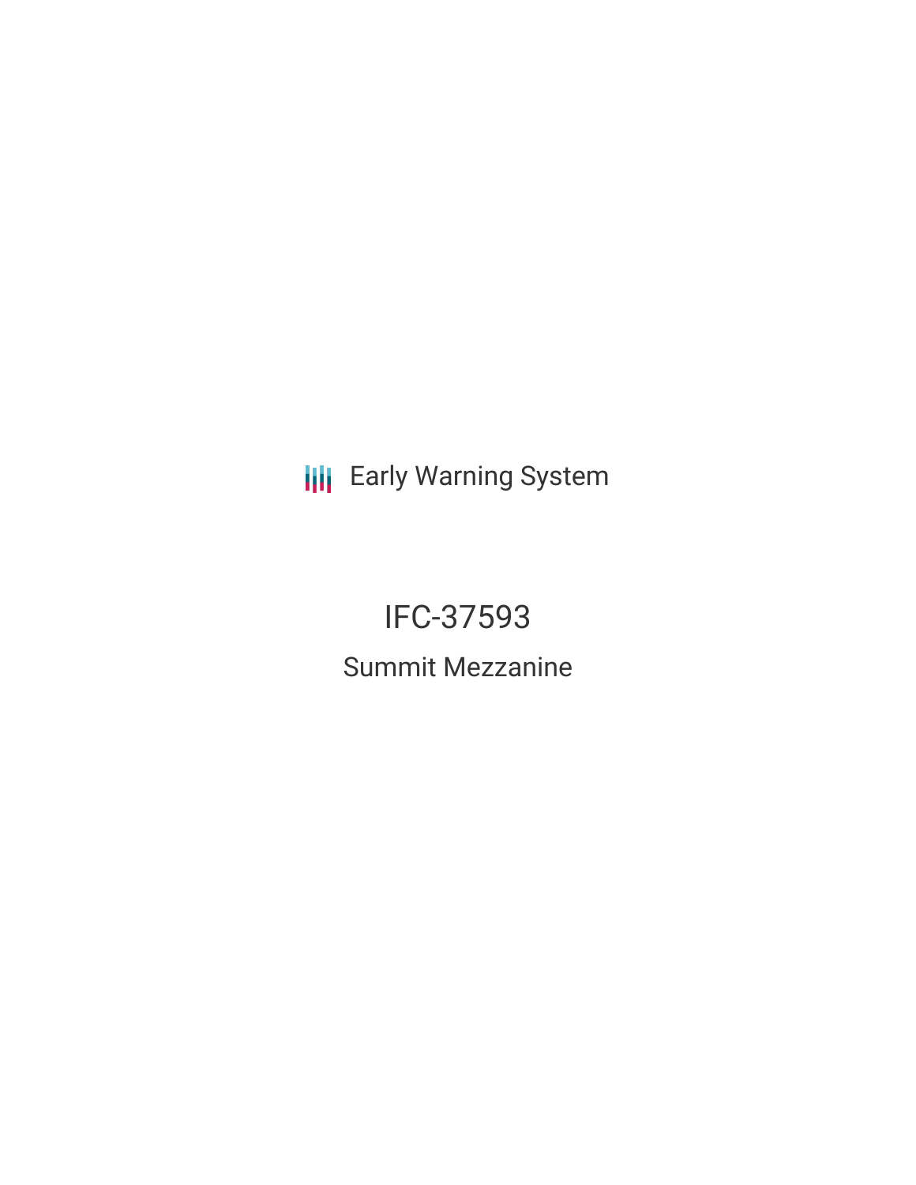Early Warning System

# IFC-37593

## Summit Mezzanine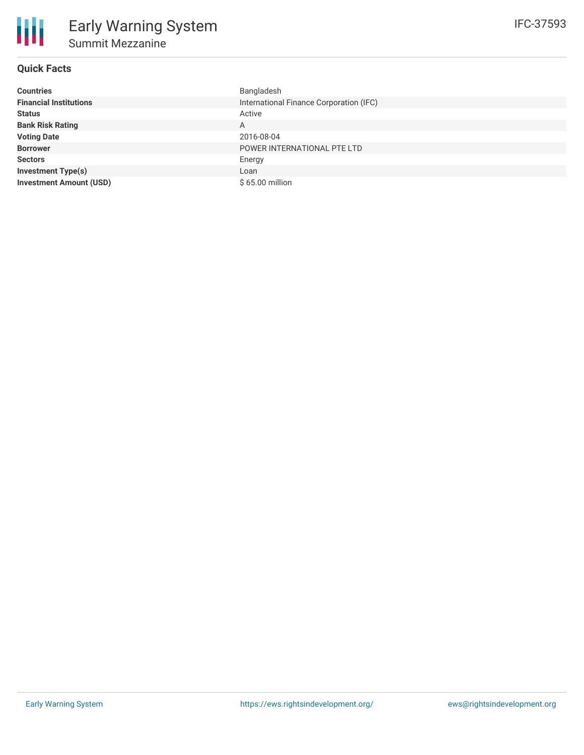# Early Warning System

## Summit Mezzanine

IFC-37593

### Quick Facts

| | |
|---|---|
| **Countries** | Bangladesh |
| **Financial Institutions** | International Finance Corporation (IFC) |
| **Status** | Active |
| **Bank Risk Rating** | A |
| **Voting Date** | 2016-08-04 |
| **Borrower** | POWER INTERNATIONAL PTE LTD |
| **Sectors** | Energy |
| **Investment Type(s)** | Loan |
| **Investment Amount (USD)** | $ 65.00 million |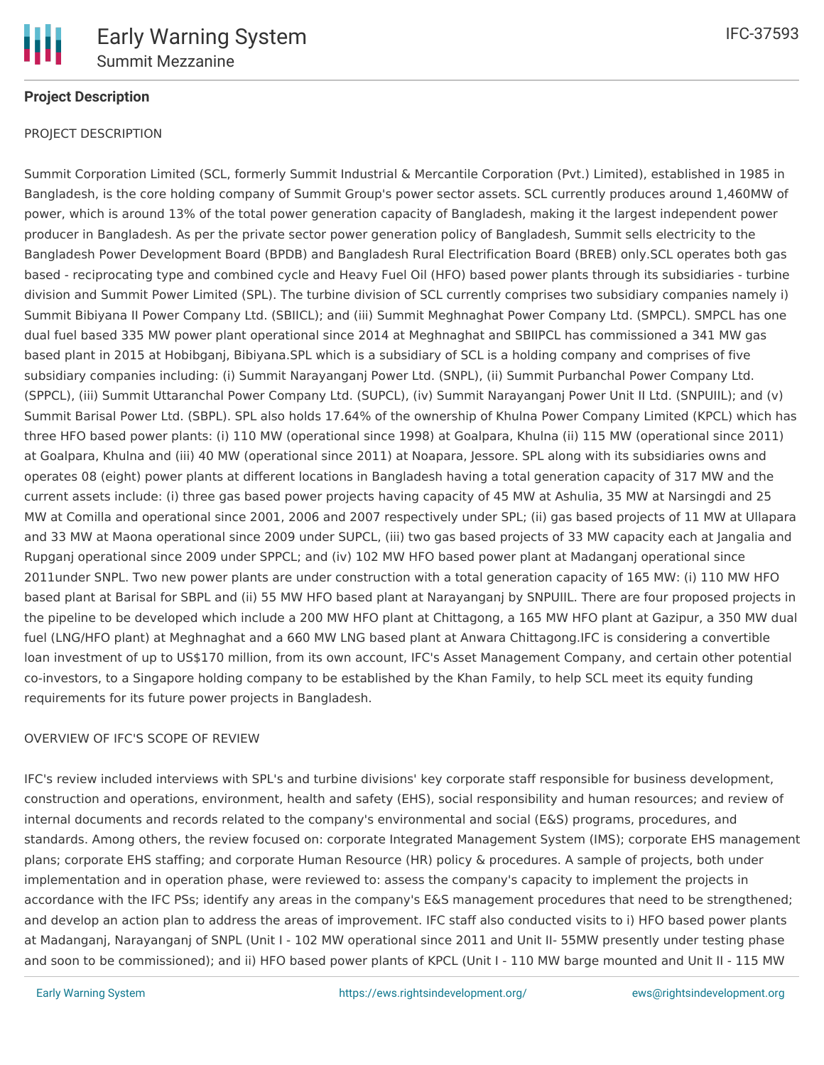## Project Description

PROJECT DESCRIPTION

Summit Corporation Limited (SCL, formerly Summit Industrial & Mercantile Corporation (Pvt.) Limited), established in 1985 in Bangladesh, is the core holding company of Summit Group's power sector assets. SCL currently produces around 1,460MW of power, which is around 13% of the total power generation capacity of Bangladesh, making it the largest independent power producer in Bangladesh. As per the private sector power generation policy of Bangladesh, Summit sells electricity to the Bangladesh Power Development Board (BPDB) and Bangladesh Rural Electrification Board (BREB) only.SCL operates both gas based - reciprocating type and combined cycle and Heavy Fuel Oil (HFO) based power plants through its subsidiaries - turbine division and Summit Power Limited (SPL). The turbine division of SCL currently comprises two subsidiary companies namely i) Summit Bibiyana II Power Company Ltd. (SBIICL); and (iii) Summit Meghnaghat Power Company Ltd. (SMPCL). SMPCL has one dual fuel based 335 MW power plant operational since 2014 at Meghnaghat and SBIIPCL has commissioned a 341 MW gas based plant in 2015 at Hobibganj, Bibiyana.SPL which is a subsidiary of SCL is a holding company and comprises of five subsidiary companies including: (i) Summit Narayanganj Power Ltd. (SNPL), (ii) Summit Purbanchal Power Company Ltd. (SPPCL), (iii) Summit Uttaranchal Power Company Ltd. (SUPCL), (iv) Summit Narayanganj Power Unit II Ltd. (SNPUIIL); and (v) Summit Barisal Power Ltd. (SBPL). SPL also holds 17.64% of the ownership of Khulna Power Company Limited (KPCL) which has three HFO based power plants: (i) 110 MW (operational since 1998) at Goalpara, Khulna (ii) 115 MW (operational since 2011) at Goalpara, Khulna and (iii) 40 MW (operational since 2011) at Noapara, Jessore. SPL along with its subsidiaries owns and operates 08 (eight) power plants at different locations in Bangladesh having a total generation capacity of 317 MW and the current assets include: (i) three gas based power projects having capacity of 45 MW at Ashulia, 35 MW at Narsingdi and 25 MW at Comilla and operational since 2001, 2006 and 2007 respectively under SPL; (ii) gas based projects of 11 MW at Ullapara and 33 MW at Maona operational since 2009 under SUPCL, (iii) two gas based projects of 33 MW capacity each at Jangalia and Rupganj operational since 2009 under SPPCL; and (iv) 102 MW HFO based power plant at Madanganj operational since 2011under SNPL. Two new power plants are under construction with a total generation capacity of 165 MW: (i) 110 MW HFO based plant at Barisal for SBPL and (ii) 55 MW HFO based plant at Narayanganj by SNPUIIL. There are four proposed projects in the pipeline to be developed which include a 200 MW HFO plant at Chittagong, a 165 MW HFO plant at Gazipur, a 350 MW dual fuel (LNG/HFO plant) at Meghnaghat and a 660 MW LNG based plant at Anwara Chittagong.IFC is considering a convertible loan investment of up to US$170 million, from its own account, IFC's Asset Management Company, and certain other potential co-investors, to a Singapore holding company to be established by the Khan Family, to help SCL meet its equity funding requirements for its future power projects in Bangladesh.

OVERVIEW OF IFC'S SCOPE OF REVIEW

IFC's review included interviews with SPL's and turbine divisions' key corporate staff responsible for business development, construction and operations, environment, health and safety (EHS), social responsibility and human resources; and review of internal documents and records related to the company's environmental and social (E&S) programs, procedures, and standards. Among others, the review focused on: corporate Integrated Management System (IMS); corporate EHS management plans; corporate EHS staffing; and corporate Human Resource (HR) policy & procedures. A sample of projects, both under implementation and in operation phase, were reviewed to: assess the company's capacity to implement the projects in accordance with the IFC PSs; identify any areas in the company's E&S management procedures that need to be strengthened; and develop an action plan to address the areas of improvement. IFC staff also conducted visits to i) HFO based power plants at Madanganj, Narayanganj of SNPL (Unit I - 102 MW operational since 2011 and Unit II- 55MW presently under testing phase and soon to be commissioned); and ii) HFO based power plants of KPCL (Unit I - 110 MW barge mounted and Unit II - 115 MW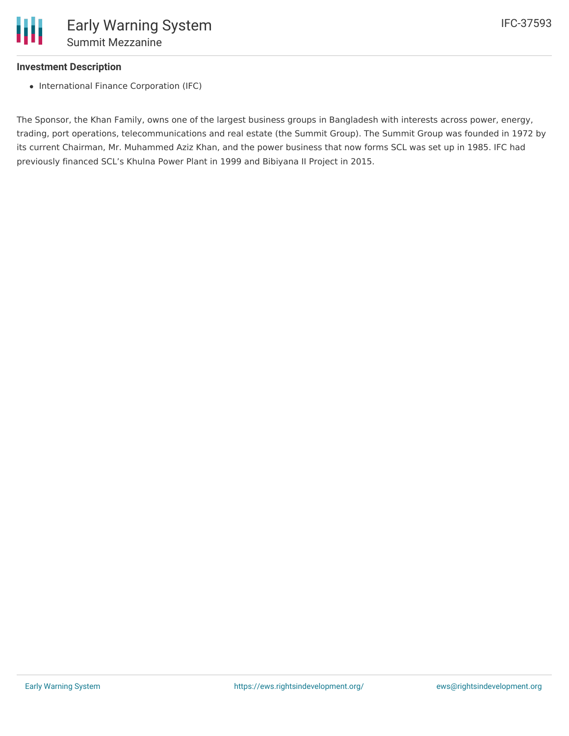## Investment Description

- International Finance Corporation (IFC)

The Sponsor, the Khan Family, owns one of the largest business groups in Bangladesh with interests across power, energy, trading, port operations, telecommunications and real estate (the Summit Group). The Summit Group was founded in 1972 by its current Chairman, Mr. Muhammed Aziz Khan, and the power business that now forms SCL was set up in 1985. IFC had previously financed SCL's Khulna Power Plant in 1999 and Bibiyana II Project in 2015.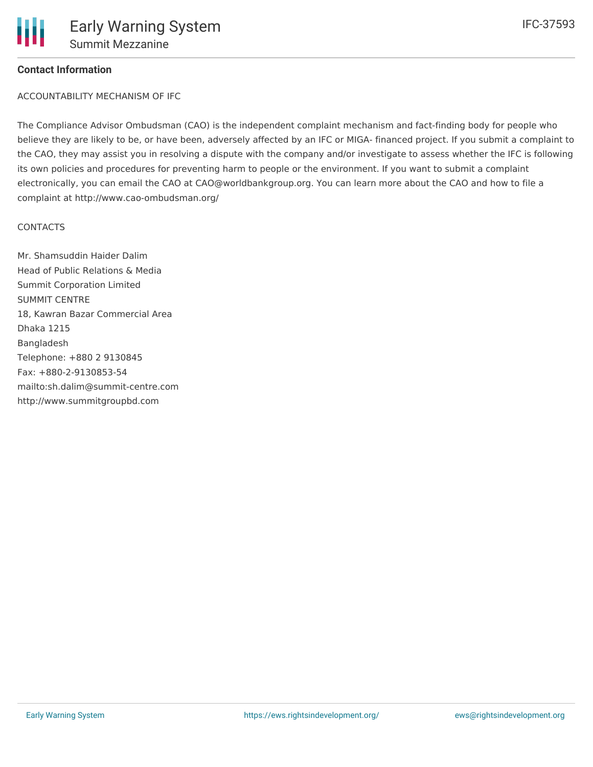**Contact Information**

ACCOUNTABILITY MECHANISM OF IFC

The Compliance Advisor Ombudsman (CAO) is the independent complaint mechanism and fact-finding body for people who believe they are likely to be, or have been, adversely affected by an IFC or MIGA- financed project. If you submit a complaint to the CAO, they may assist you in resolving a dispute with the company and/or investigate to assess whether the IFC is following its own policies and procedures for preventing harm to people or the environment. If you want to submit a complaint electronically, you can email the CAO at CAO@worldbankgroup.org. You can learn more about the CAO and how to file a complaint at http://www.cao-ombudsman.org/

CONTACTS

Mr. Shamsuddin Haider Dalim
Head of Public Relations & Media
Summit Corporation Limited
SUMMIT CENTRE
18, Kawran Bazar Commercial Area
Dhaka 1215
Bangladesh
Telephone: +880 2 9130845
Fax: +880-2-9130853-54
mailto:sh.dalim@summit-centre.com
http://www.summitgroupbd.com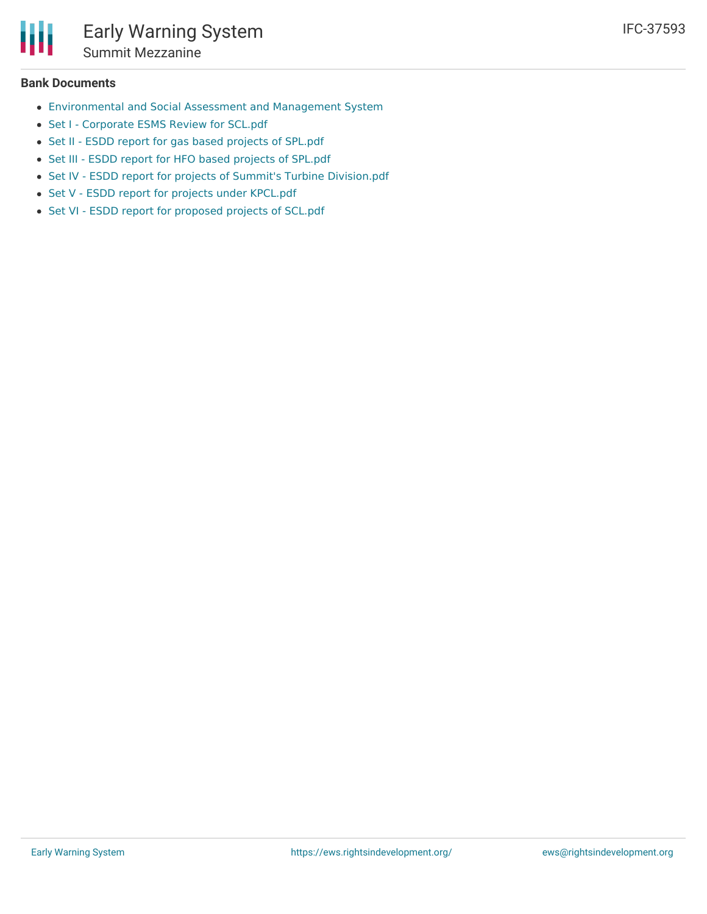### Bank Documents

- Environmental and Social Assessment and Management System
- Set I - Corporate ESMS Review for SCL.pdf
- Set II - ESDD report for gas based projects of SPL.pdf
- Set III - ESDD report for HFO based projects of SPL.pdf
- Set IV - ESDD report for projects of Summit's Turbine Division.pdf
- Set V - ESDD report for projects under KPCL.pdf
- Set VI - ESDD report for proposed projects of SCL.pdf